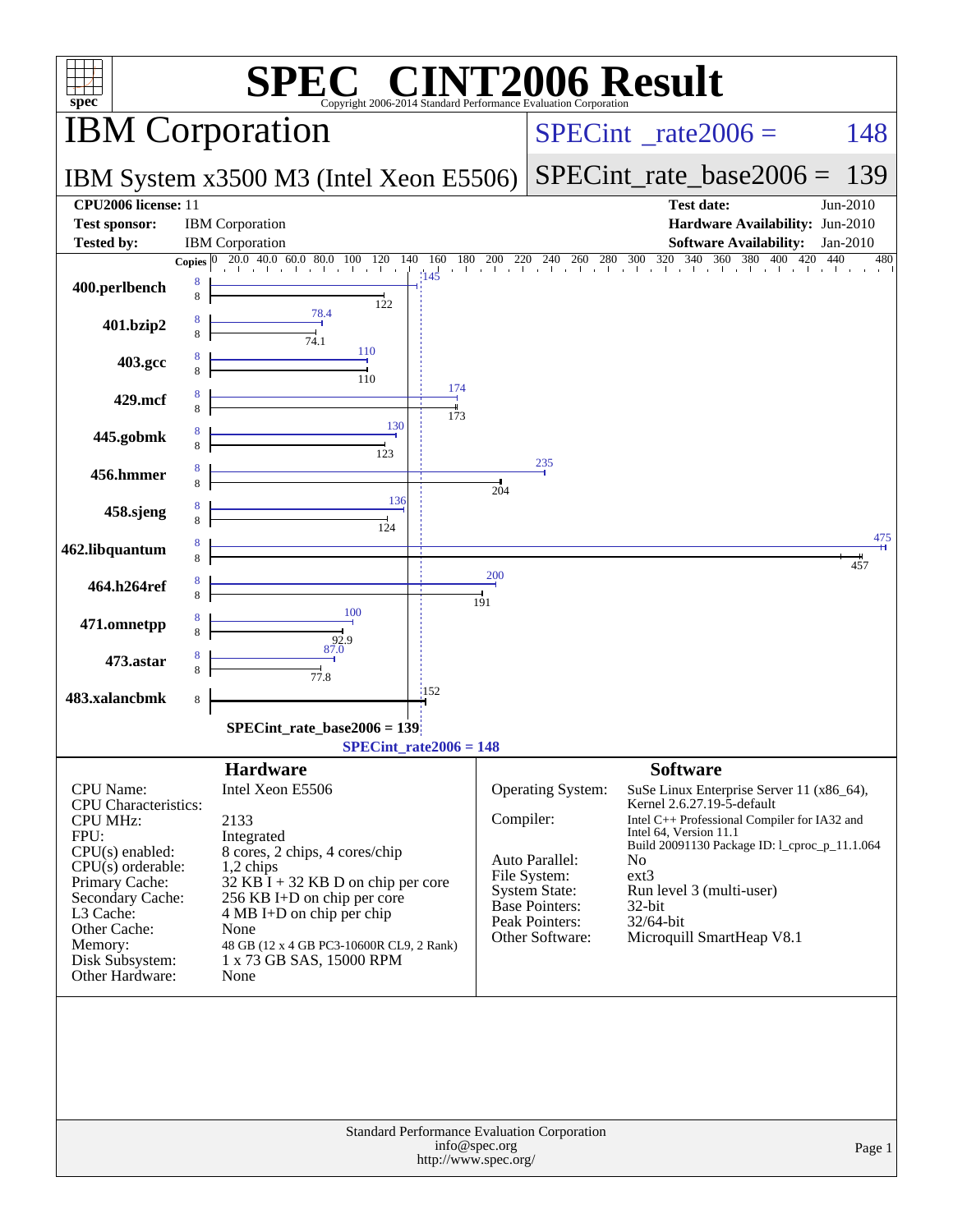# SPEC CINT2006 Result

Copyright 2006-2014 Standard Performance Evaluation Corporation

## IBM Corporation

**SPECint_rate2006 = 148**

IBM System x3500 M3 (Intel Xeon E5506)

**SPECint_rate_base2006 = 139**

| | | | |
|---|---|---|---|
| **CPU2006 license:** 11 | | **Test date:** | Jun-2010 |
| **Test sponsor:** | IBM Corporation | **Hardware Availability:** | Jun-2010 |
| **Tested by:** | IBM Corporation | **Software Availability:** | Jan-2010 |

| Benchmark | Copies | Peak | Base |
|---|---|---|---|
| 400.perlbench | 8 | 145 | 122 |
| 401.bzip2 | 8 | 78.4 | 74.1 |
| 403.gcc | 8 | 110 | 110 |
| 429.mcf | 8 | 174 | 173 |
| 445.gobmk | 8 | 130 | 123 |
| 456.hmmer | 8 | 235 | 204 |
| 458.sjeng | 8 | 136 | 124 |
| 462.libquantum | 8 | 475 | 457 |
| 464.h264ref | 8 | 200 | 191 |
| 471.omnetpp | 8 | 100 | 92.9 |
| 473.astar | 8 | 87.0 | 77.8 |
| 483.xalancbmk | 8 | 152 | 152 |

SPECint_rate_base2006 = 139

SPECint_rate2006 = 148

### Hardware

| | |
|---|---|
| CPU Name: | Intel Xeon E5506 |
| CPU Characteristics: | |
| CPU MHz: | 2133 |
| FPU: | Integrated |
| CPU(s) enabled: | 8 cores, 2 chips, 4 cores/chip |
| CPU(s) orderable: | 1,2 chips |
| Primary Cache: | 32 KB I + 32 KB D on chip per core |
| Secondary Cache: | 256 KB I+D on chip per core |
| L3 Cache: | 4 MB I+D on chip per chip |
| Other Cache: | None |
| Memory: | 48 GB (12 x 4 GB PC3-10600R CL9, 2 Rank) |
| Disk Subsystem: | 1 x 73 GB SAS, 15000 RPM |
| Other Hardware: | None |

### Software

| | |
|---|---|
| Operating System: | SuSe Linux Enterprise Server 11 (x86_64), Kernel 2.6.27.19-5-default |
| Compiler: | Intel C++ Professional Compiler for IA32 and Intel 64, Version 11.1 Build 20091130 Package ID: l_cproc_p_11.1.064 |
| Auto Parallel: | No |
| File System: | ext3 |
| System State: | Run level 3 (multi-user) |
| Base Pointers: | 32-bit |
| Peak Pointers: | 32/64-bit |
| Other Software: | Microquill SmartHeap V8.1 |

Standard Performance Evaluation Corporation
info@spec.org
http://www.spec.org/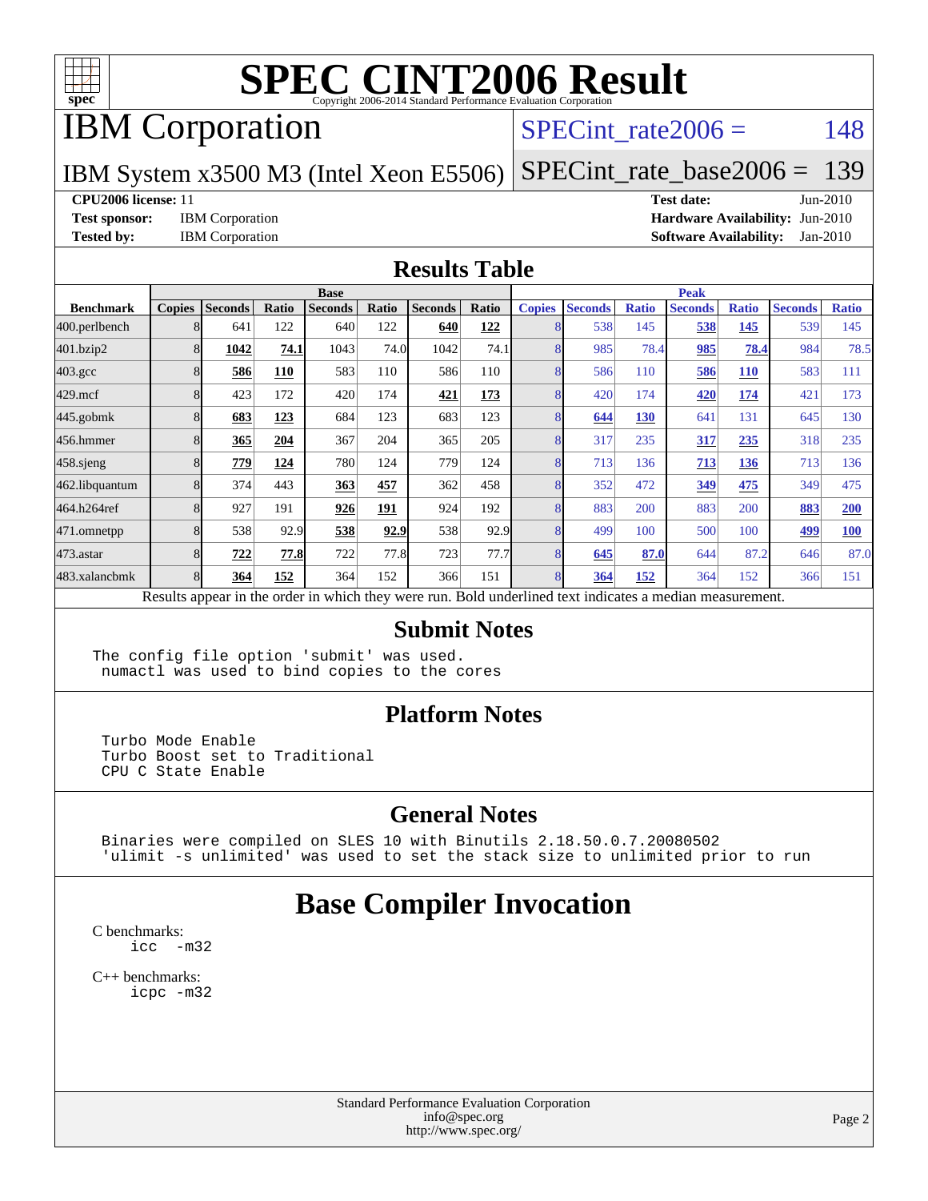# SPEC CINT2006 Result

Copyright 2006-2014 Standard Performance Evaluation Corporation

## IBM Corporation

IBM System x3500 M3 (Intel Xeon E5506)

SPECint_rate2006 = 148

SPECint_rate_base2006 = 139

**CPU2006 license:** 11 **Test date:** Jun-2010

**Test sponsor:** IBM Corporation **Hardware Availability:** Jun-2010

**Tested by:** IBM Corporation **Software Availability:** Jan-2010

## Results Table

| Benchmark | Base | | | | | | | Peak | | | | | | |
|---|---|---|---|---|---|---|---|---|---|---|---|---|---|---|
| | Copies | Seconds | Ratio | Seconds | Ratio | Seconds | Ratio | Copies | Seconds | Ratio | Seconds | Ratio | Seconds | Ratio |
| 400.perlbench | 8 | 641 | 122 | 640 | 122 | **640** | **122** | 8 | 538 | 145 | **538** | **145** | 539 | 145 |
| 401.bzip2 | 8 | **1042** | **74.1** | 1043 | 74.0 | 1042 | 74.1 | 8 | 985 | 78.4 | **985** | **78.4** | 984 | 78.5 |
| 403.gcc | 8 | **586** | **110** | 583 | 110 | 586 | 110 | 8 | 586 | 110 | **586** | **110** | 583 | 111 |
| 429.mcf | 8 | 423 | 172 | 420 | 174 | **421** | **173** | 8 | 420 | 174 | **420** | **174** | 421 | 173 |
| 445.gobmk | 8 | **683** | **123** | 684 | 123 | 683 | 123 | 8 | **644** | **130** | 641 | 131 | 645 | 130 |
| 456.hmmer | 8 | **365** | **204** | 367 | 204 | 365 | 205 | 8 | 317 | 235 | **317** | **235** | 318 | 235 |
| 458.sjeng | 8 | **779** | **124** | 780 | 124 | 779 | 124 | 8 | 713 | 136 | **713** | **136** | 713 | 136 |
| 462.libquantum | 8 | 374 | 443 | **363** | **457** | 362 | 458 | 8 | 352 | 472 | **349** | **475** | 349 | 475 |
| 464.h264ref | 8 | 927 | 191 | **926** | **191** | 924 | 192 | 8 | 883 | 200 | 883 | 200 | **883** | **200** |
| 471.omnetpp | 8 | 538 | 92.9 | **538** | **92.9** | 538 | 92.9 | 8 | 499 | 100 | 500 | 100 | **499** | **100** |
| 473.astar | 8 | **722** | **77.8** | 722 | 77.8 | 723 | 77.7 | 8 | **645** | **87.0** | 644 | 87.2 | 646 | 87.0 |
| 483.xalancbmk | 8 | **364** | **152** | 364 | 152 | 366 | 151 | 8 | **364** | **152** | 364 | 152 | 366 | 151 |

Results appear in the order in which they were run. Bold underlined text indicates a median measurement.

## Submit Notes

```
The config file option 'submit' was used.
 numactl was used to bind copies to the cores
```

## Platform Notes

```
Turbo Mode Enable
Turbo Boost set to Traditional
CPU C State Enable
```

## General Notes

```
Binaries were compiled on SLES 10 with Binutils 2.18.50.0.7.20080502
'ulimit -s unlimited' was used to set the stack size to unlimited prior to run
```

## Base Compiler Invocation

C benchmarks:

```
icc   -m32
```

C++ benchmarks:

```
icpc -m32
```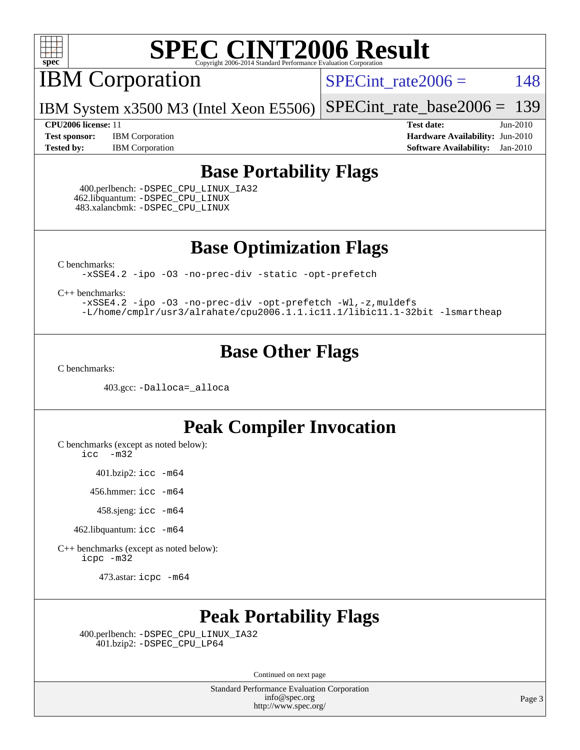# SPEC CINT2006 Result

## IBM Corporation

**SPECint_rate2006 = 148**

IBM System x3500 M3 (Intel Xeon E5506)

**SPECint_rate_base2006 = 139**

**CPU2006 license:** 11
**Test sponsor:** IBM Corporation
**Tested by:** IBM Corporation

**Test date:** Jun-2010
**Hardware Availability:** Jun-2010
**Software Availability:** Jan-2010

## Base Portability Flags

400.perlbench: -DSPEC_CPU_LINUX_IA32
462.libquantum: -DSPEC_CPU_LINUX
483.xalancbmk: -DSPEC_CPU_LINUX

## Base Optimization Flags

C benchmarks:

```
-xSSE4.2 -ipo -O3 -no-prec-div -static -opt-prefetch
```

C++ benchmarks:

```
-xSSE4.2 -ipo -O3 -no-prec-div -opt-prefetch -Wl,-z,muldefs
-L/home/cmplr/usr3/alrahate/cpu2006.1.1.ic11.1/libic11.1-32bit -lsmartheap
```

## Base Other Flags

C benchmarks:

403.gcc: -Dalloca=_alloca

## Peak Compiler Invocation

C benchmarks (except as noted below):
icc -m32

401.bzip2: icc -m64

456.hmmer: icc -m64

458.sjeng: icc -m64

462.libquantum: icc -m64

C++ benchmarks (except as noted below):
icpc -m32

473.astar: icpc -m64

## Peak Portability Flags

400.perlbench: -DSPEC_CPU_LINUX_IA32
401.bzip2: -DSPEC_CPU_LP64

Continued on next page

Standard Performance Evaluation Corporation
info@spec.org
http://www.spec.org/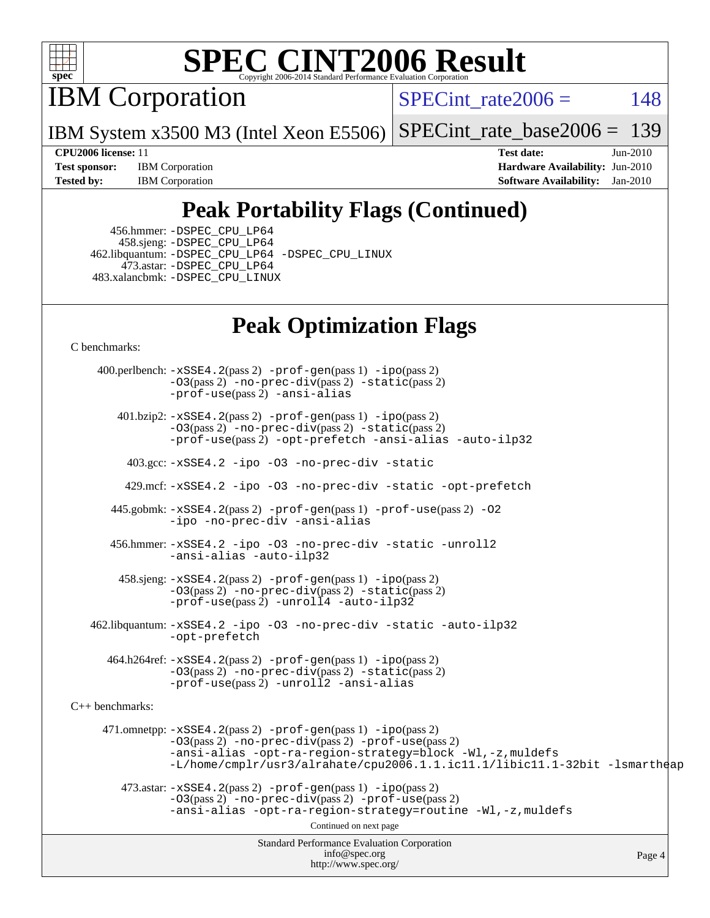# SPEC CINT2006 Result

Copyright 2006-2014 Standard Performance Evaluation Corporation

## IBM Corporation

IBM System x3500 M3 (Intel Xeon E5506)

SPECint_rate2006 = 148

SPECint_rate_base2006 = 139

**CPU2006 license:** 11
**Test sponsor:** IBM Corporation
**Tested by:** IBM Corporation

**Test date:** Jun-2010
**Hardware Availability:** Jun-2010
**Software Availability:** Jan-2010

## Peak Portability Flags (Continued)

456.hmmer: -DSPEC_CPU_LP64
458.sjeng: -DSPEC_CPU_LP64
462.libquantum: -DSPEC_CPU_LP64 -DSPEC_CPU_LINUX
473.astar: -DSPEC_CPU_LP64
483.xalancbmk: -DSPEC_CPU_LINUX

## Peak Optimization Flags

C benchmarks:

400.perlbench: -xSSE4.2(pass 2) -prof-gen(pass 1) -ipo(pass 2) -O3(pass 2) -no-prec-div(pass 2) -static(pass 2) -prof-use(pass 2) -ansi-alias

401.bzip2: -xSSE4.2(pass 2) -prof-gen(pass 1) -ipo(pass 2) -O3(pass 2) -no-prec-div(pass 2) -static(pass 2) -prof-use(pass 2) -opt-prefetch -ansi-alias -auto-ilp32

403.gcc: -xSSE4.2 -ipo -O3 -no-prec-div -static

429.mcf: -xSSE4.2 -ipo -O3 -no-prec-div -static -opt-prefetch

445.gobmk: -xSSE4.2(pass 2) -prof-gen(pass 1) -prof-use(pass 2) -O2 -ipo -no-prec-div -ansi-alias

456.hmmer: -xSSE4.2 -ipo -O3 -no-prec-div -static -unroll2 -ansi-alias -auto-ilp32

458.sjeng: -xSSE4.2(pass 2) -prof-gen(pass 1) -ipo(pass 2) -O3(pass 2) -no-prec-div(pass 2) -static(pass 2) -prof-use(pass 2) -unroll4 -auto-ilp32

462.libquantum: -xSSE4.2 -ipo -O3 -no-prec-div -static -auto-ilp32 -opt-prefetch

464.h264ref: -xSSE4.2(pass 2) -prof-gen(pass 1) -ipo(pass 2) -O3(pass 2) -no-prec-div(pass 2) -static(pass 2) -prof-use(pass 2) -unroll2 -ansi-alias

C++ benchmarks:

471.omnetpp: -xSSE4.2(pass 2) -prof-gen(pass 1) -ipo(pass 2) -O3(pass 2) -no-prec-div(pass 2) -prof-use(pass 2) -ansi-alias -opt-ra-region-strategy=block -Wl,-z,muldefs -L/home/cmplr/usr3/alrahate/cpu2006.1.1.ic11.1/libic11.1-32bit -lsmartheap

473.astar: -xSSE4.2(pass 2) -prof-gen(pass 1) -ipo(pass 2) -O3(pass 2) -no-prec-div(pass 2) -prof-use(pass 2) -ansi-alias -opt-ra-region-strategy=routine -Wl,-z,muldefs

Continued on next page

Standard Performance Evaluation Corporation
info@spec.org
http://www.spec.org/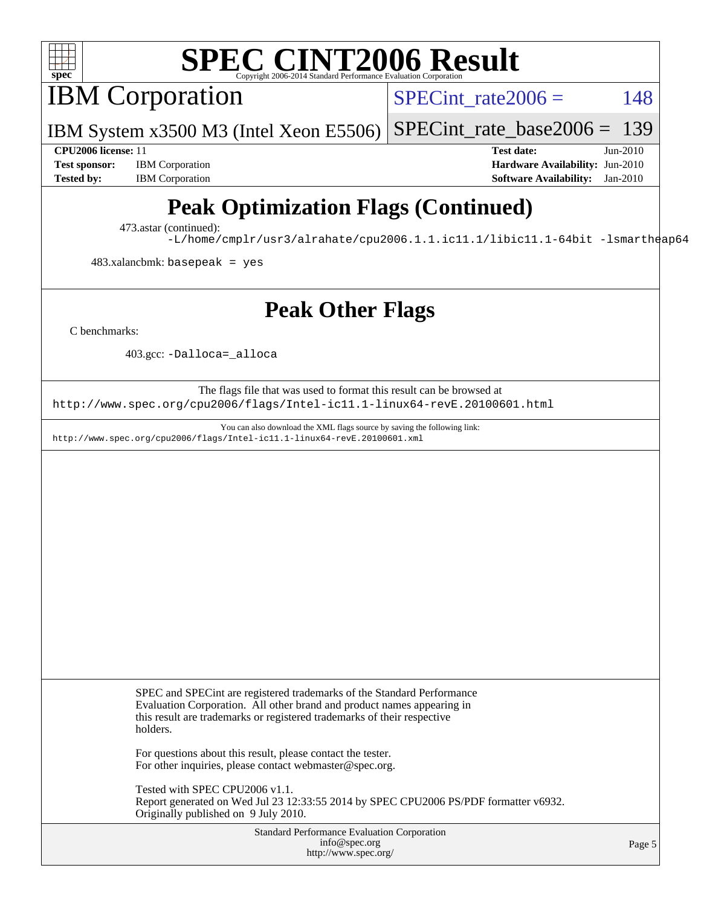## Peak Optimization Flags (Continued)

473.astar (continued):
-L/home/cmplr/usr3/alrahate/cpu2006.1.1.ic11.1/libic11.1-64bit -lsmartheap64

483.xalancbmk: basepeak = yes

## Peak Other Flags

C benchmarks:

403.gcc: -Dalloca=_alloca

The flags file that was used to format this result can be browsed at
http://www.spec.org/cpu2006/flags/Intel-ic11.1-linux64-revE.20100601.html

You can also download the XML flags source by saving the following link:
http://www.spec.org/cpu2006/flags/Intel-ic11.1-linux64-revE.20100601.xml

SPEC and SPECint are registered trademarks of the Standard Performance Evaluation Corporation. All other brand and product names appearing in this result are trademarks or registered trademarks of their respective holders.

For questions about this result, please contact the tester.
For other inquiries, please contact webmaster@spec.org.

Tested with SPEC CPU2006 v1.1.
Report generated on Wed Jul 23 12:33:55 2014 by SPEC CPU2006 PS/PDF formatter v6932.
Originally published on 9 July 2010.